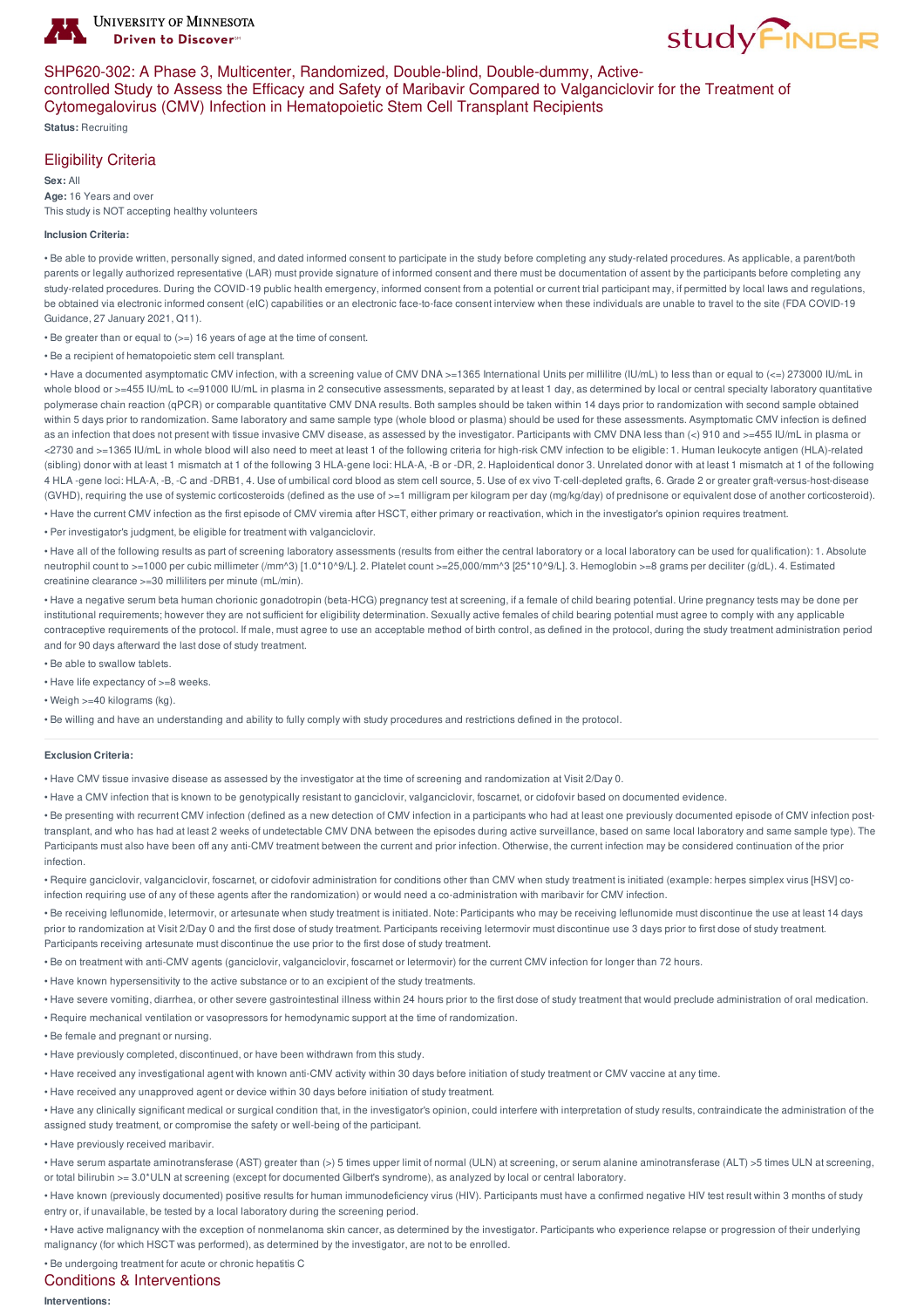# SHP620-302: A Phase 3, Multicenter, Randomized, Double-blind, Double-dummy, Active-controlled Study to Assess the Efficacy and Safety of Maribavir Compared to Valganciclovir for the Treatment of Cytomegalovirus (CMV) Infection in Hematopoietic Stem Cell Transplant Recipients

**Status:** Recruiting

## Eligibility Criteria

**Sex:** All
**Age:** 16 Years and over
This study is NOT accepting healthy volunteers

**Inclusion Criteria:**

• Be able to provide written, personally signed, and dated informed consent to participate in the study before completing any study-related procedures. As applicable, a parent/both parents or legally authorized representative (LAR) must provide signature of informed consent and there must be documentation of assent by the participants before completing any study-related procedures. During the COVID-19 public health emergency, informed consent from a potential or current trial participant may, if permitted by local laws and regulations, be obtained via electronic informed consent (eIC) capabilities or an electronic face-to-face consent interview when these individuals are unable to travel to the site (FDA COVID-19 Guidance, 27 January 2021, Q11).

• Be greater than or equal to (>=) 16 years of age at the time of consent.

• Be a recipient of hematopoietic stem cell transplant.

• Have a documented asymptomatic CMV infection, with a screening value of CMV DNA >=1365 International Units per millilitre (IU/mL) to less than or equal to (<=) 273000 IU/mL in whole blood or >=455 IU/mL to <=91000 IU/mL in plasma in 2 consecutive assessments, separated by at least 1 day, as determined by local or central specialty laboratory quantitative polymerase chain reaction (qPCR) or comparable quantitative CMV DNA results. Both samples should be taken within 14 days prior to randomization with second sample obtained within 5 days prior to randomization. Same laboratory and same sample type (whole blood or plasma) should be used for these assessments. Asymptomatic CMV infection is defined as an infection that does not present with tissue invasive CMV disease, as assessed by the investigator. Participants with CMV DNA less than (<) 910 and >=455 IU/mL in plasma or <2730 and >=1365 IU/mL in whole blood will also need to meet at least 1 of the following criteria for high-risk CMV infection to be eligible: 1. Human leukocyte antigen (HLA)-related (sibling) donor with at least 1 mismatch at 1 of the following 3 HLA-gene loci: HLA-A, -B or -DR, 2. Haploidentical donor 3. Unrelated donor with at least 1 mismatch at 1 of the following 4 HLA -gene loci: HLA-A, -B, -C and -DRB1, 4. Use of umbilical cord blood as stem cell source, 5. Use of ex vivo T-cell-depleted grafts, 6. Grade 2 or greater graft-versus-host-disease (GVHD), requiring the use of systemic corticosteroids (defined as the use of >=1 milligram per kilogram per day (mg/kg/day) of prednisone or equivalent dose of another corticosteroid).

• Have the current CMV infection as the first episode of CMV viremia after HSCT, either primary or reactivation, which in the investigator's opinion requires treatment.

• Per investigator's judgment, be eligible for treatment with valganciclovir.

• Have all of the following results as part of screening laboratory assessments (results from either the central laboratory or a local laboratory can be used for qualification): 1. Absolute neutrophil count to >=1000 per cubic millimeter (/mm^3) [1.0*10^9/L]. 2. Platelet count >=25,000/mm^3 [25*10^9/L]. 3. Hemoglobin >=8 grams per deciliter (g/dL). 4. Estimated creatinine clearance >=30 milliliters per minute (mL/min).

• Have a negative serum beta human chorionic gonadotropin (beta-HCG) pregnancy test at screening, if a female of child bearing potential. Urine pregnancy tests may be done per institutional requirements; however they are not sufficient for eligibility determination. Sexually active females of child bearing potential must agree to comply with any applicable contraceptive requirements of the protocol. If male, must agree to use an acceptable method of birth control, as defined in the protocol, during the study treatment administration period and for 90 days afterward the last dose of study treatment.

• Be able to swallow tablets.

• Have life expectancy of >=8 weeks.

• Weigh >=40 kilograms (kg).

• Be willing and have an understanding and ability to fully comply with study procedures and restrictions defined in the protocol.

**Exclusion Criteria:**

• Have CMV tissue invasive disease as assessed by the investigator at the time of screening and randomization at Visit 2/Day 0.

• Have a CMV infection that is known to be genotypically resistant to ganciclovir, valganciclovir, foscarnet, or cidofovir based on documented evidence.

• Be presenting with recurrent CMV infection (defined as a new detection of CMV infection in a participants who had at least one previously documented episode of CMV infection post-transplant, and who has had at least 2 weeks of undetectable CMV DNA between the episodes during active surveillance, based on same local laboratory and same sample type). The Participants must also have been off any anti-CMV treatment between the current and prior infection. Otherwise, the current infection may be considered continuation of the prior infection.

• Require ganciclovir, valganciclovir, foscarnet, or cidofovir administration for conditions other than CMV when study treatment is initiated (example: herpes simplex virus [HSV] co-infection requiring use of any of these agents after the randomization) or would need a co-administration with maribavir for CMV infection.

• Be receiving leflunomide, letermovir, or artesunate when study treatment is initiated. Note: Participants who may be receiving leflunomide must discontinue the use at least 14 days prior to randomization at Visit 2/Day 0 and the first dose of study treatment. Participants receiving letermovir must discontinue use 3 days prior to first dose of study treatment. Participants receiving artesunate must discontinue the use prior to the first dose of study treatment.

• Be on treatment with anti-CMV agents (ganciclovir, valganciclovir, foscarnet or letermovir) for the current CMV infection for longer than 72 hours.

• Have known hypersensitivity to the active substance or to an excipient of the study treatments.

• Have severe vomiting, diarrhea, or other severe gastrointestinal illness within 24 hours prior to the first dose of study treatment that would preclude administration of oral medication.

• Require mechanical ventilation or vasopressors for hemodynamic support at the time of randomization.

• Be female and pregnant or nursing.

• Have previously completed, discontinued, or have been withdrawn from this study.

• Have received any investigational agent with known anti-CMV activity within 30 days before initiation of study treatment or CMV vaccine at any time.

• Have received any unapproved agent or device within 30 days before initiation of study treatment.

• Have any clinically significant medical or surgical condition that, in the investigator's opinion, could interfere with interpretation of study results, contraindicate the administration of the assigned study treatment, or compromise the safety or well-being of the participant.

• Have previously received maribavir.

• Have serum aspartate aminotransferase (AST) greater than (>) 5 times upper limit of normal (ULN) at screening, or serum alanine aminotransferase (ALT) >5 times ULN at screening, or total bilirubin >= 3.0*ULN at screening (except for documented Gilbert's syndrome), as analyzed by local or central laboratory.

• Have known (previously documented) positive results for human immunodeficiency virus (HIV). Participants must have a confirmed negative HIV test result within 3 months of study entry or, if unavailable, be tested by a local laboratory during the screening period.

• Have active malignancy with the exception of nonmelanoma skin cancer, as determined by the investigator. Participants who experience relapse or progression of their underlying malignancy (for which HSCT was performed), as determined by the investigator, are not to be enrolled.

• Be undergoing treatment for acute or chronic hepatitis C

## Conditions & Interventions

**Interventions:**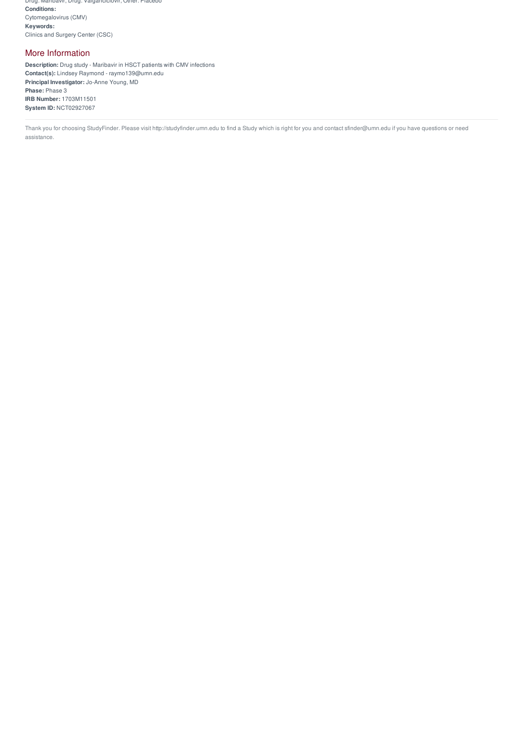Drug: Maribavir, Drug: Valganciclovir, Other: Placebo

**Conditions:**

Cytomegalovirus (CMV)

**Keywords:**

Clinics and Surgery Center (CSC)

## More Information

**Description:** Drug study - Maribavir in HSCT patients with CMV infections

**Contact(s):** Lindsey Raymond - raymo139@umn.edu

**Principal Investigator:** Jo-Anne Young, MD

**Phase:** Phase 3

**IRB Number:** 1703M11501

**System ID:** NCT02927067

Thank you for choosing StudyFinder. Please visit http://studyfinder.umn.edu to find a Study which is right for you and contact sfinder@umn.edu if you have questions or need assistance.